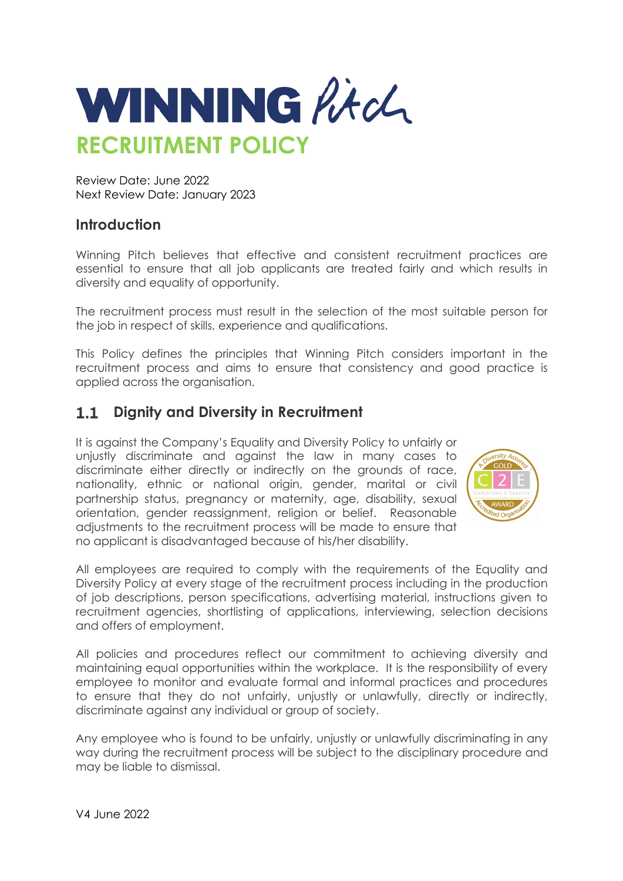# WINNING Pitch

## RECRUITMENT POLICY

Review Date: June 2022
Next Review Date: January 2023

## Introduction

Winning Pitch believes that effective and consistent recruitment practices are essential to ensure that all job applicants are treated fairly and which results in diversity and equality of opportunity.

The recruitment process must result in the selection of the most suitable person for the job in respect of skills, experience and qualifications.

This Policy defines the principles that Winning Pitch considers important in the recruitment process and aims to ensure that consistency and good practice is applied across the organisation.

## 1.1 Dignity and Diversity in Recruitment

It is against the Company's Equality and Diversity Policy to unfairly or unjustly discriminate and against the law in many cases to discriminate either directly or indirectly on the grounds of race, nationality, ethnic or national origin, gender, marital or civil partnership status, pregnancy or maternity, age, disability, sexual orientation, gender reassignment, religion or belief. Reasonable adjustments to the recruitment process will be made to ensure that no applicant is disadvantaged because of his/her disability.

All employees are required to comply with the requirements of the Equality and Diversity Policy at every stage of the recruitment process including in the production of job descriptions, person specifications, advertising material, instructions given to recruitment agencies, shortlisting of applications, interviewing, selection decisions and offers of employment.

All policies and procedures reflect our commitment to achieving diversity and maintaining equal opportunities within the workplace. It is the responsibility of every employee to monitor and evaluate formal and informal practices and procedures to ensure that they do not unfairly, unjustly or unlawfully, directly or indirectly, discriminate against any individual or group of society.

Any employee who is found to be unfairly, unjustly or unlawfully discriminating in any way during the recruitment process will be subject to the disciplinary procedure and may be liable to dismissal.

V4 June 2022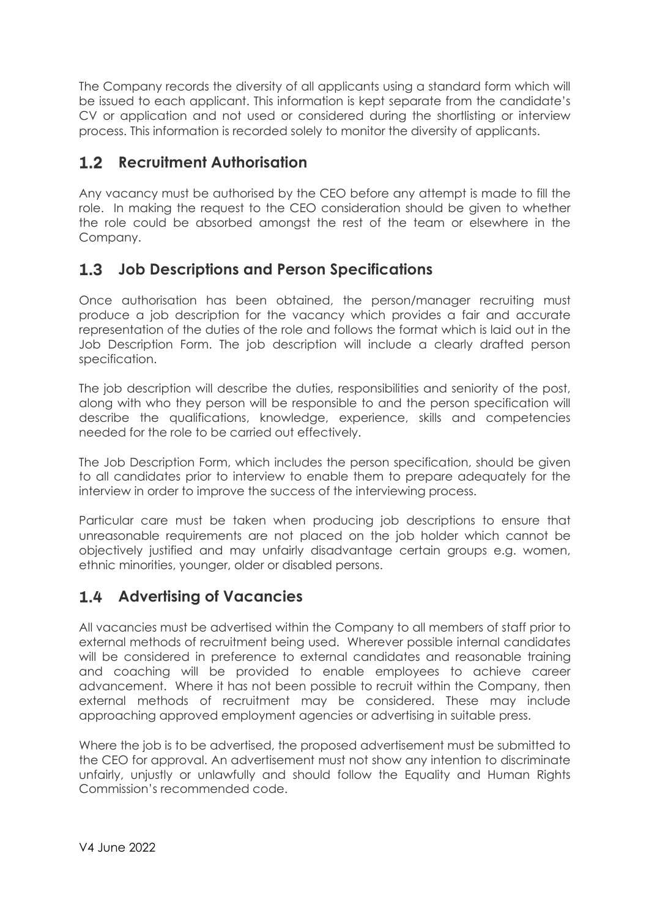The Company records the diversity of all applicants using a standard form which will be issued to each applicant. This information is kept separate from the candidate's CV or application and not used or considered during the shortlisting or interview process. This information is recorded solely to monitor the diversity of applicants.

## 1.2 Recruitment Authorisation

Any vacancy must be authorised by the CEO before any attempt is made to fill the role. In making the request to the CEO consideration should be given to whether the role could be absorbed amongst the rest of the team or elsewhere in the Company.

## 1.3 Job Descriptions and Person Specifications

Once authorisation has been obtained, the person/manager recruiting must produce a job description for the vacancy which provides a fair and accurate representation of the duties of the role and follows the format which is laid out in the Job Description Form. The job description will include a clearly drafted person specification.

The job description will describe the duties, responsibilities and seniority of the post, along with who they person will be responsible to and the person specification will describe the qualifications, knowledge, experience, skills and competencies needed for the role to be carried out effectively.

The Job Description Form, which includes the person specification, should be given to all candidates prior to interview to enable them to prepare adequately for the interview in order to improve the success of the interviewing process.

Particular care must be taken when producing job descriptions to ensure that unreasonable requirements are not placed on the job holder which cannot be objectively justified and may unfairly disadvantage certain groups e.g. women, ethnic minorities, younger, older or disabled persons.

## 1.4 Advertising of Vacancies

All vacancies must be advertised within the Company to all members of staff prior to external methods of recruitment being used. Wherever possible internal candidates will be considered in preference to external candidates and reasonable training and coaching will be provided to enable employees to achieve career advancement. Where it has not been possible to recruit within the Company, then external methods of recruitment may be considered. These may include approaching approved employment agencies or advertising in suitable press.

Where the job is to be advertised, the proposed advertisement must be submitted to the CEO for approval. An advertisement must not show any intention to discriminate unfairly, unjustly or unlawfully and should follow the Equality and Human Rights Commission's recommended code.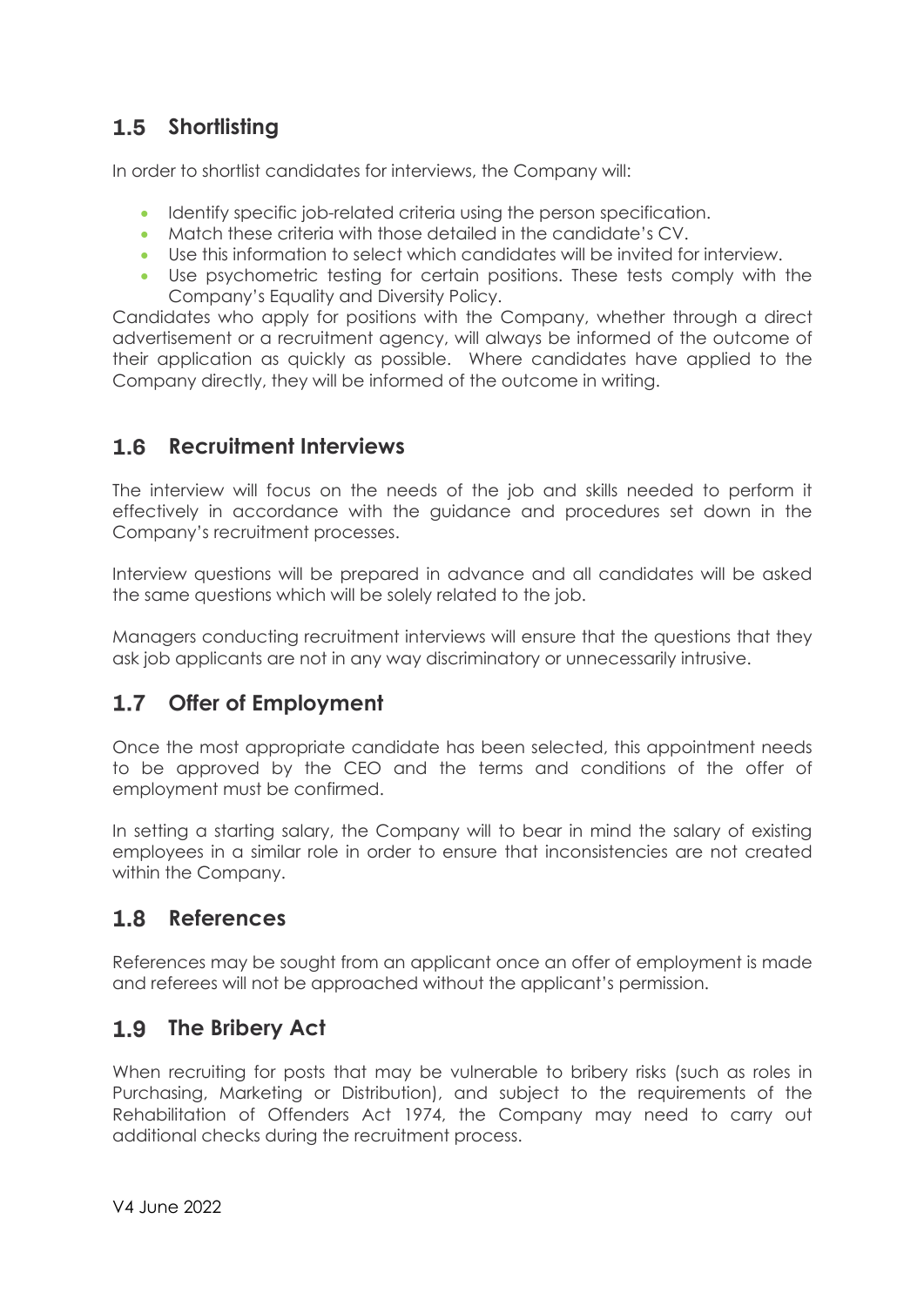## 1.5 Shortlisting

In order to shortlist candidates for interviews, the Company will:

- Identify specific job-related criteria using the person specification.
- Match these criteria with those detailed in the candidate's CV.
- Use this information to select which candidates will be invited for interview.
- Use psychometric testing for certain positions. These tests comply with the Company's Equality and Diversity Policy.

Candidates who apply for positions with the Company, whether through a direct advertisement or a recruitment agency, will always be informed of the outcome of their application as quickly as possible. Where candidates have applied to the Company directly, they will be informed of the outcome in writing.

## 1.6 Recruitment Interviews

The interview will focus on the needs of the job and skills needed to perform it effectively in accordance with the guidance and procedures set down in the Company's recruitment processes.

Interview questions will be prepared in advance and all candidates will be asked the same questions which will be solely related to the job.

Managers conducting recruitment interviews will ensure that the questions that they ask job applicants are not in any way discriminatory or unnecessarily intrusive.

## 1.7 Offer of Employment

Once the most appropriate candidate has been selected, this appointment needs to be approved by the CEO and the terms and conditions of the offer of employment must be confirmed.

In setting a starting salary, the Company will to bear in mind the salary of existing employees in a similar role in order to ensure that inconsistencies are not created within the Company.

## 1.8 References

References may be sought from an applicant once an offer of employment is made and referees will not be approached without the applicant's permission.

## 1.9 The Bribery Act

When recruiting for posts that may be vulnerable to bribery risks (such as roles in Purchasing, Marketing or Distribution), and subject to the requirements of the Rehabilitation of Offenders Act 1974, the Company may need to carry out additional checks during the recruitment process.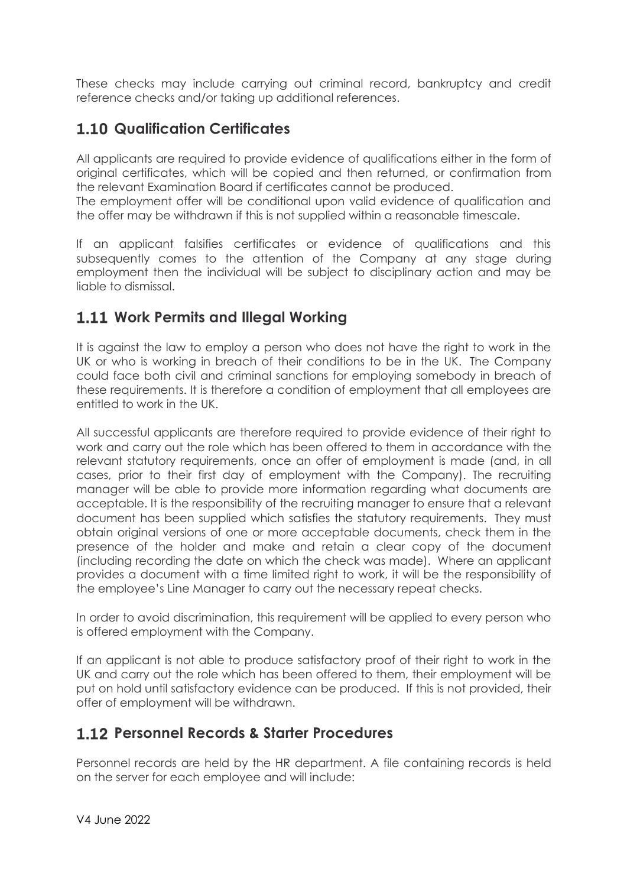These checks may include carrying out criminal record, bankruptcy and credit reference checks and/or taking up additional references.

## 1.10 Qualification Certificates

All applicants are required to provide evidence of qualifications either in the form of original certificates, which will be copied and then returned, or confirmation from the relevant Examination Board if certificates cannot be produced.
The employment offer will be conditional upon valid evidence of qualification and the offer may be withdrawn if this is not supplied within a reasonable timescale.

If an applicant falsifies certificates or evidence of qualifications and this subsequently comes to the attention of the Company at any stage during employment then the individual will be subject to disciplinary action and may be liable to dismissal.

## 1.11 Work Permits and Illegal Working

It is against the law to employ a person who does not have the right to work in the UK or who is working in breach of their conditions to be in the UK. The Company could face both civil and criminal sanctions for employing somebody in breach of these requirements. It is therefore a condition of employment that all employees are entitled to work in the UK.

All successful applicants are therefore required to provide evidence of their right to work and carry out the role which has been offered to them in accordance with the relevant statutory requirements, once an offer of employment is made (and, in all cases, prior to their first day of employment with the Company). The recruiting manager will be able to provide more information regarding what documents are acceptable. It is the responsibility of the recruiting manager to ensure that a relevant document has been supplied which satisfies the statutory requirements. They must obtain original versions of one or more acceptable documents, check them in the presence of the holder and make and retain a clear copy of the document (including recording the date on which the check was made). Where an applicant provides a document with a time limited right to work, it will be the responsibility of the employee's Line Manager to carry out the necessary repeat checks.

In order to avoid discrimination, this requirement will be applied to every person who is offered employment with the Company.

If an applicant is not able to produce satisfactory proof of their right to work in the UK and carry out the role which has been offered to them, their employment will be put on hold until satisfactory evidence can be produced. If this is not provided, their offer of employment will be withdrawn.

## 1.12 Personnel Records & Starter Procedures

Personnel records are held by the HR department. A file containing records is held on the server for each employee and will include: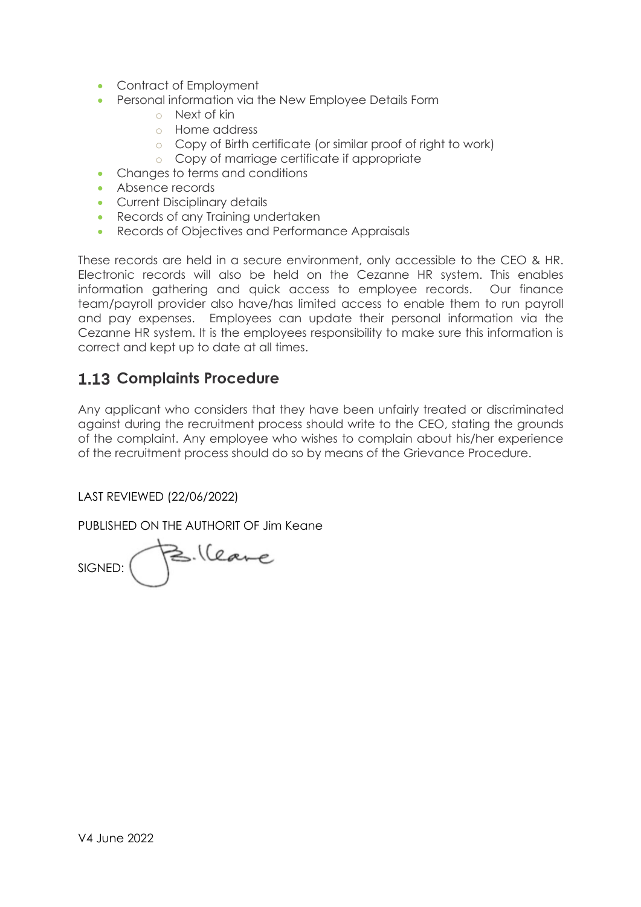- Contract of Employment
- Personal information via the New Employee Details Form
    - Next of kin
    - Home address
    - Copy of Birth certificate (or similar proof of right to work)
    - Copy of marriage certificate if appropriate
- Changes to terms and conditions
- Absence records
- Current Disciplinary details
- Records of any Training undertaken
- Records of Objectives and Performance Appraisals

These records are held in a secure environment, only accessible to the CEO & HR. Electronic records will also be held on the Cezanne HR system. This enables information gathering and quick access to employee records. Our finance team/payroll provider also have/has limited access to enable them to run payroll and pay expenses. Employees can update their personal information via the Cezanne HR system. It is the employees responsibility to make sure this information is correct and kept up to date at all times.

## 1.13 Complaints Procedure

Any applicant who considers that they have been unfairly treated or discriminated against during the recruitment process should write to the CEO, stating the grounds of the complaint. Any employee who wishes to complain about his/her experience of the recruitment process should do so by means of the Grievance Procedure.

LAST REVIEWED (22/06/2022)

PUBLISHED ON THE AUTHORIT OF Jim Keane

SIGNED: B. Keane

V4 June 2022